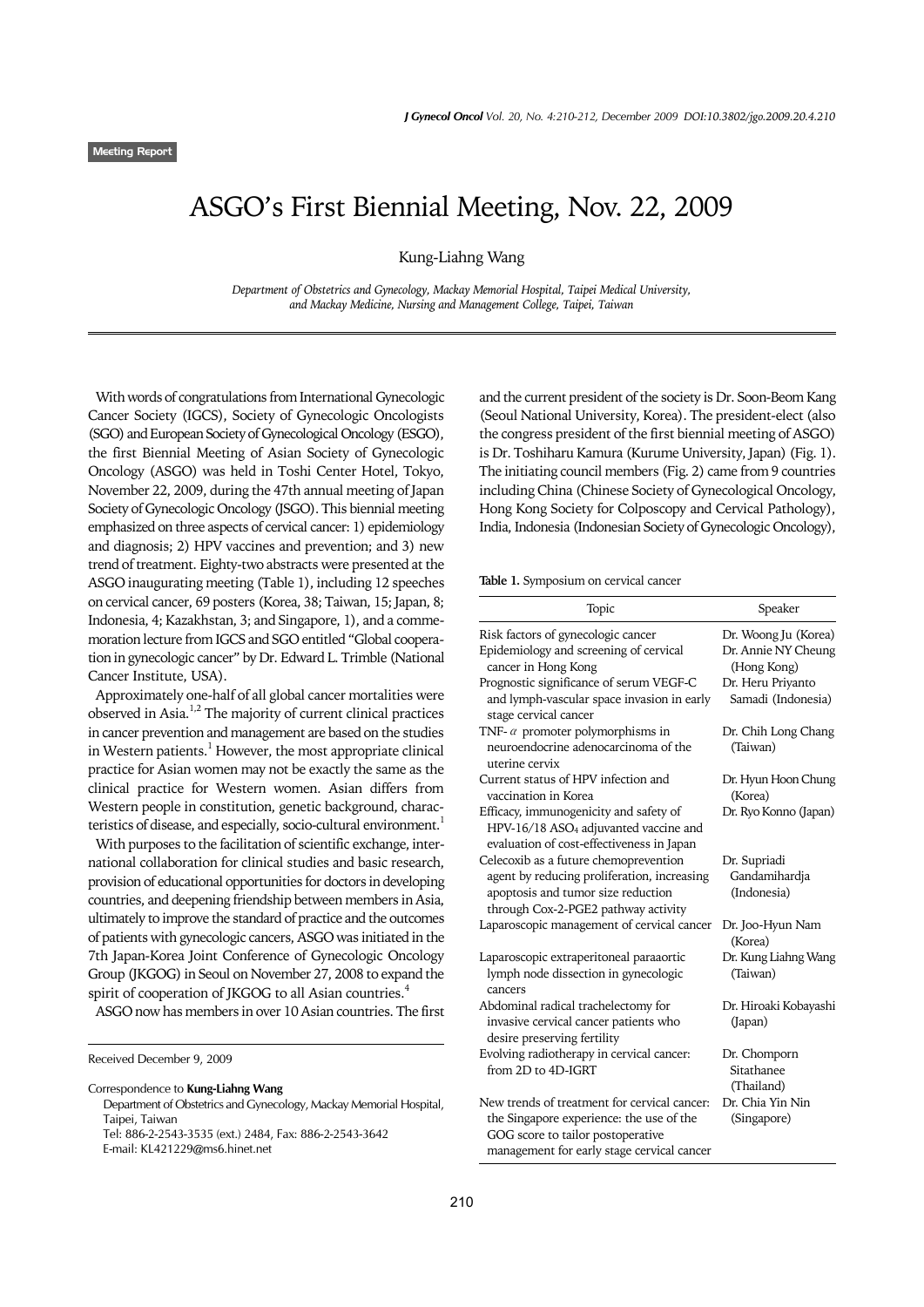Meeting Report

# ASGO's First Biennial Meeting, Nov. 22, 2009

Kung-Liahng Wang

*Department of Obstetrics and Gynecology, Mackay Memorial Hospital, Taipei Medical University, and Mackay Medicine, Nursing and Management College, Taipei, Taiwan*

With words of congratulations from International Gynecologic Cancer Society (IGCS), Society of Gynecologic Oncologists (SGO) and European Society of Gynecological Oncology (ESGO), the first Biennial Meeting of Asian Society of Gynecologic Oncology (ASGO) was held in Toshi Center Hotel, Tokyo, November 22, 2009, during the 47th annual meeting of Japan Society of Gynecologic Oncology (JSGO). This biennial meeting emphasized on three aspects of cervical cancer: 1) epidemiology and diagnosis; 2) HPV vaccines and prevention; and 3) new trend of treatment. Eighty-two abstracts were presented at the ASGO inaugurating meeting (Table 1), including 12 speeches on cervical cancer, 69 posters (Korea, 38; Taiwan, 15; Japan, 8; Indonesia, 4; Kazakhstan, 3; and Singapore, 1), and a commemoration lecture from IGCS and SGO entitled "Global cooperation in gynecologic cancer" by Dr. Edward L. Trimble (National Cancer Institute, USA).

Approximately one-half of all global cancer mortalities were observed in Asia.[1,2] The majority of current clinical practices in cancer prevention and management are based on the studies in Western patients.[1] However, the most appropriate clinical practice for Asian women may not be exactly the same as the clinical practice for Western women. Asian differs from Western people in constitution, genetic background, characteristics of disease, and especially, socio-cultural environment.[1]

With purposes to the facilitation of scientific exchange, international collaboration for clinical studies and basic research, provision of educational opportunities for doctors in developing countries, and deepening friendship between members in Asia, ultimately to improve the standard of practice and the outcomes of patients with gynecologic cancers, ASGO was initiated in the 7th Japan-Korea Joint Conference of Gynecologic Oncology Group (JKGOG) in Seoul on November 27, 2008 to expand the spirit of cooperation of JKGOG to all Asian countries.[4]

ASGO now has members in over 10 Asian countries. The first and the current president of the society is Dr. Soon-Beom Kang (Seoul National University, Korea). The president-elect (also the congress president of the first biennial meeting of ASGO) is Dr. Toshiharu Kamura (Kurume University, Japan) (Fig. 1). The initiating council members (Fig. 2) came from 9 countries including China (Chinese Society of Gynecological Oncology, Hong Kong Society for Colposcopy and Cervical Pathology), India, Indonesia (Indonesian Society of Gynecologic Oncology),

**Table 1.** Symposium on cervical cancer

| Topic | Speaker |
|---|---|
| Risk factors of gynecologic cancer | Dr. Woong Ju (Korea) |
| Epidemiology and screening of cervical cancer in Hong Kong | Dr. Annie NY Cheung (Hong Kong) |
| Prognostic significance of serum VEGF-C and lymph-vascular space invasion in early stage cervical cancer | Dr. Heru Priyanto Samadi (Indonesia) |
| TNF-$\alpha$ promoter polymorphisms in neuroendocrine adenocarcinoma of the uterine cervix | Dr. Chih Long Chang (Taiwan) |
| Current status of HPV infection and vaccination in Korea | Dr. Hyun Hoon Chung (Korea) |
| Efficacy, immunogenicity and safety of HPV-16/18 $ASO_4$ adjuvanted vaccine and evaluation of cost-effectiveness in Japan | Dr. Ryo Konno (Japan) |
| Celecoxib as a future chemoprevention agent by reducing proliferation, increasing apoptosis and tumor size reduction through Cox-2-PGE2 pathway activity | Dr. Supriadi Gandamihardja (Indonesia) |
| Laparoscopic management of cervical cancer | Dr. Joo-Hyun Nam (Korea) |
| Laparoscopic extraperitoneal paraaortic lymph node dissection in gynecologic cancers | Dr. Kung Liahng Wang (Taiwan) |
| Abdominal radical trachelectomy for invasive cervical cancer patients who desire preserving fertility | Dr. Hiroaki Kobayashi (Japan) |
| Evolving radiotherapy in cervical cancer: from 2D to 4D-IGRT | Dr. Chomporn Sitathanee (Thailand) |
| New trends of treatment for cervical cancer: the Singapore experience: the use of the GOG score to tailor postoperative management for early stage cervical cancer | Dr. Chia Yin Nin (Singapore) |

Received December 9, 2009

Correspondence to **Kung-Liahng Wang**
Department of Obstetrics and Gynecology, Mackay Memorial Hospital, Taipei, Taiwan
Tel: 886-2-2543-3535 (ext.) 2484, Fax: 886-2-2543-3642
E-mail: KL421229@ms6.hinet.net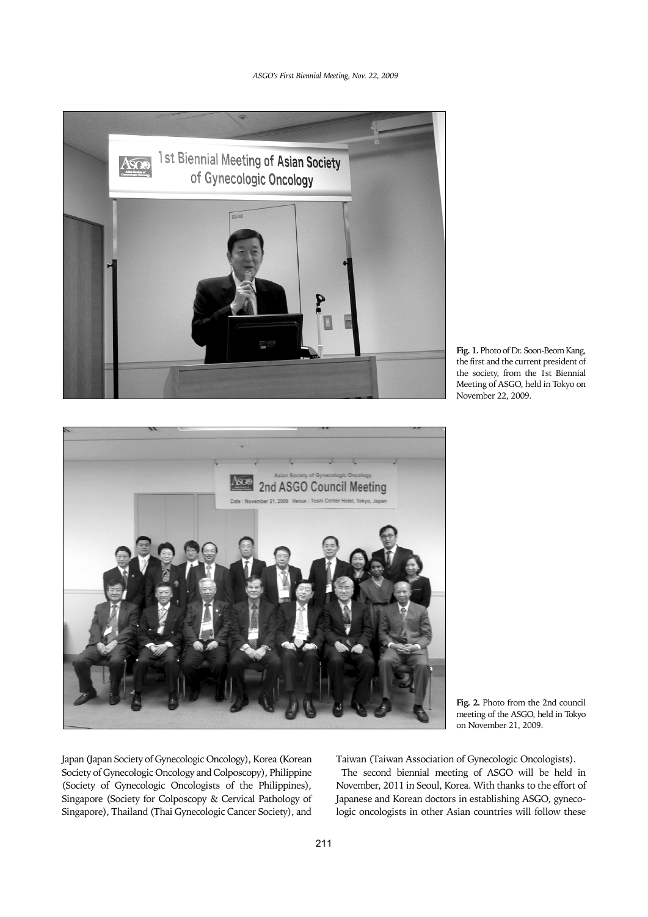Fig. 1. Photo of Dr. Soon-Beom Kang, the first and the current president of the society, from the 1st Biennial Meeting of ASGO, held in Tokyo on November 22, 2009.

Fig. 2. Photo from the 2nd council meeting of the ASGO, held in Tokyo on November 21, 2009.

Japan (Japan Society of Gynecologic Oncology), Korea (Korean Society of Gynecologic Oncology and Colposcopy), Philippine (Society of Gynecologic Oncologists of the Philippines), Singapore (Society for Colposcopy & Cervical Pathology of Singapore), Thailand (Thai Gynecologic Cancer Society), and Taiwan (Taiwan Association of Gynecologic Oncologists).

The second biennial meeting of ASGO will be held in November, 2011 in Seoul, Korea. With thanks to the effort of Japanese and Korean doctors in establishing ASGO, gynecologic oncologists in other Asian countries will follow these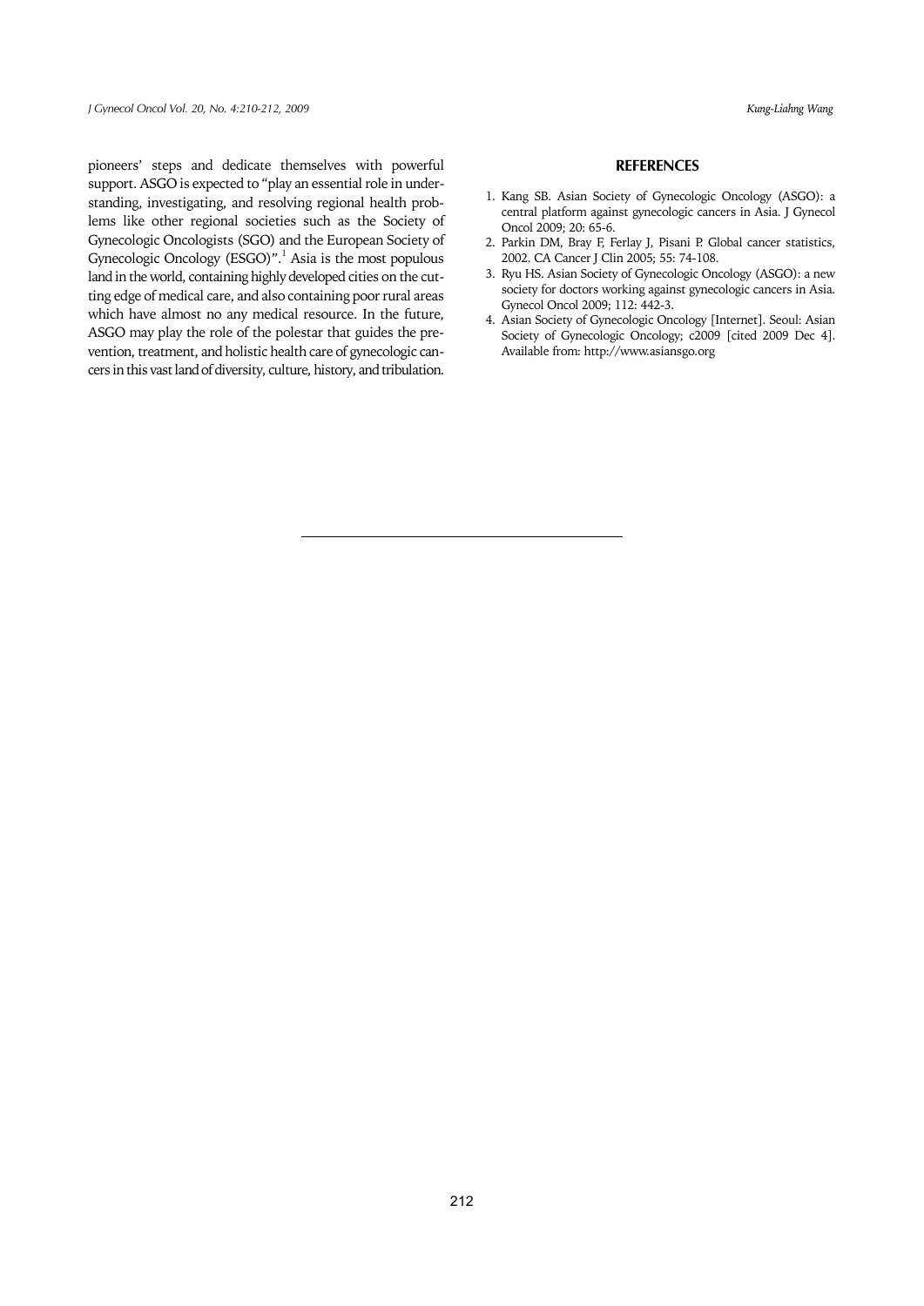pioneers' steps and dedicate themselves with powerful support. ASGO is expected to "play an essential role in understanding, investigating, and resolving regional health problems like other regional societies such as the Society of Gynecologic Oncologists (SGO) and the European Society of Gynecologic Oncology (ESGO)".[1] Asia is the most populous land in the world, containing highly developed cities on the cutting edge of medical care, and also containing poor rural areas which have almost no any medical resource. In the future, ASGO may play the role of the polestar that guides the prevention, treatment, and holistic health care of gynecologic cancers in this vast land of diversity, culture, history, and tribulation.

## REFERENCES

1. Kang SB. Asian Society of Gynecologic Oncology (ASGO): a central platform against gynecologic cancers in Asia. J Gynecol Oncol 2009; 20: 65-6.
2. Parkin DM, Bray F, Ferlay J, Pisani P. Global cancer statistics, 2002. CA Cancer J Clin 2005; 55: 74-108.
3. Ryu HS. Asian Society of Gynecologic Oncology (ASGO): a new society for doctors working against gynecologic cancers in Asia. Gynecol Oncol 2009; 112: 442-3.
4. Asian Society of Gynecologic Oncology [Internet]. Seoul: Asian Society of Gynecologic Oncology; c2009 [cited 2009 Dec 4]. Available from: http://www.asiansgo.org